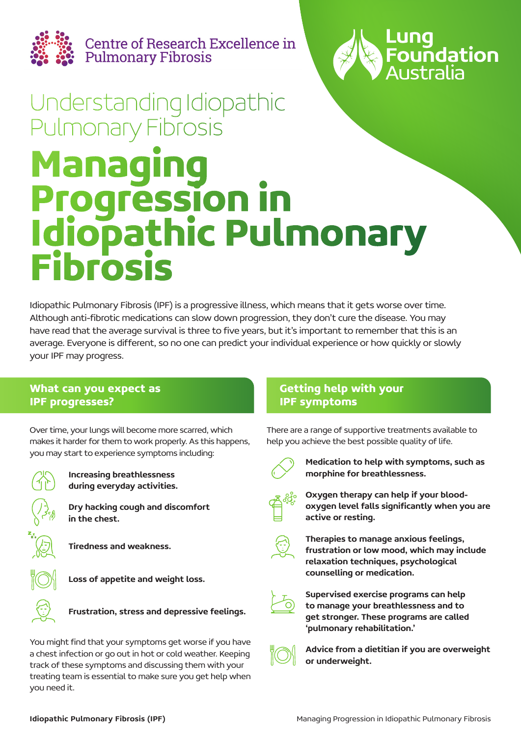Centre of Research Excellence in Pulmonary Fibrosis

Lung Foundation Australia

## Understanding Idiopathic Pulmonary Fibrosis

# Managing Progression in Idiopathic Pulmonary Fibrosis

Idiopathic Pulmonary Fibrosis (IPF) is a progressive illness, which means that it gets worse over time. Although anti-fibrotic medications can slow down progression, they don't cure the disease. You may have read that the average survival is three to five years, but it's important to remember that this is an average. Everyone is different, so no one can predict your individual experience or how quickly or slowly your IPF may progress.

## What can you expect as IPF progresses?

Over time, your lungs will become more scarred, which makes it harder for them to work properly. As this happens, you may start to experience symptoms including:

- **Increasing breathlessness during everyday activities.**
- **Dry hacking cough and discomfort in the chest.**
- **Tiredness and weakness.**
- **Loss of appetite and weight loss.**
- **Frustration, stress and depressive feelings.**

You might find that your symptoms get worse if you have a chest infection or go out in hot or cold weather. Keeping track of these symptoms and discussing them with your treating team is essential to make sure you get help when you need it.

## Getting help with your IPF symptoms

There are a range of supportive treatments available to help you achieve the best possible quality of life.

- **Medication to help with symptoms, such as morphine for breathlessness.**
- **Oxygen therapy can help if your blood-oxygen level falls significantly when you are active or resting.**
- **Therapies to manage anxious feelings, frustration or low mood, which may include relaxation techniques, psychological counselling or medication.**
- **Supervised exercise programs can help to manage your breathlessness and to get stronger. These programs are called 'pulmonary rehabilitation.'**
- **Advice from a dietitian if you are overweight or underweight.**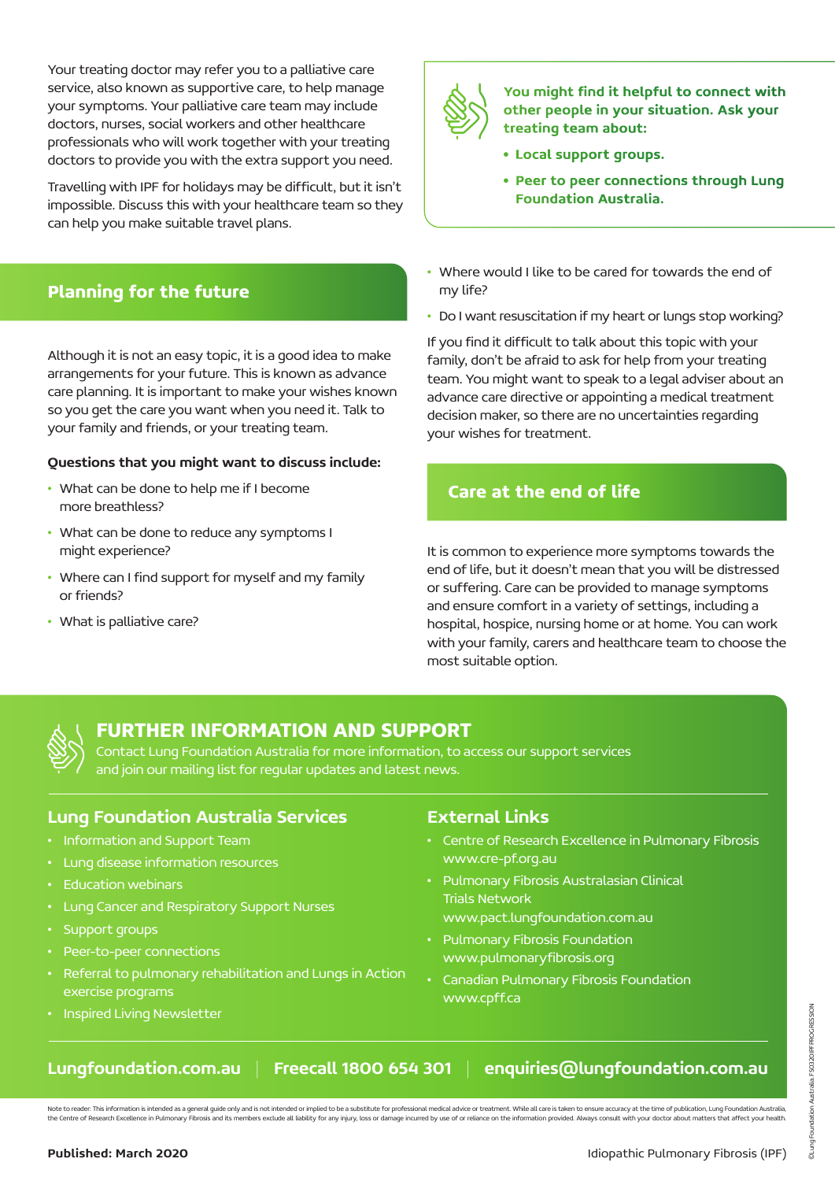Your treating doctor may refer you to a palliative care service, also known as supportive care, to help manage your symptoms. Your palliative care team may include doctors, nurses, social workers and other healthcare professionals who will work together with your treating doctors to provide you with the extra support you need.

Travelling with IPF for holidays may be difficult, but it isn't impossible. Discuss this with your healthcare team so they can help you make suitable travel plans.

**You might find it helpful to connect with other people in your situation. Ask your treating team about:**

- **Local support groups.**
- **Peer to peer connections through Lung Foundation Australia.**

## Planning for the future

Although it is not an easy topic, it is a good idea to make arrangements for your future. This is known as advance care planning. It is important to make your wishes known so you get the care you want when you need it. Talk to your family and friends, or your treating team.

**Questions that you might want to discuss include:**

- What can be done to help me if I become more breathless?
- What can be done to reduce any symptoms I might experience?
- Where can I find support for myself and my family or friends?
- What is palliative care?
- Where would I like to be cared for towards the end of my life?
- Do I want resuscitation if my heart or lungs stop working?

If you find it difficult to talk about this topic with your family, don't be afraid to ask for help from your treating team. You might want to speak to a legal adviser about an advance care directive or appointing a medical treatment decision maker, so there are no uncertainties regarding your wishes for treatment.

## Care at the end of life

It is common to experience more symptoms towards the end of life, but it doesn't mean that you will be distressed or suffering. Care can be provided to manage symptoms and ensure comfort in a variety of settings, including a hospital, hospice, nursing home or at home. You can work with your family, carers and healthcare team to choose the most suitable option.

## FURTHER INFORMATION AND SUPPORT

Contact Lung Foundation Australia for more information, to access our support services and join our mailing list for regular updates and latest news.

### Lung Foundation Australia Services

- Information and Support Team
- Lung disease information resources
- Education webinars
- Lung Cancer and Respiratory Support Nurses
- Support groups
- Peer-to-peer connections
- Referral to pulmonary rehabilitation and Lungs in Action exercise programs
- Inspired Living Newsletter

### External Links

- Centre of Research Excellence in Pulmonary Fibrosis www.cre-pf.org.au
- Pulmonary Fibrosis Australasian Clinical Trials Network www.pact.lungfoundation.com.au
- Pulmonary Fibrosis Foundation www.pulmonaryfibrosis.org
- Canadian Pulmonary Fibrosis Foundation www.cpff.ca

**Lungfoundation.com.au | Freecall 1800 654 301 | enquiries@lungfoundation.com.au**

Note to reader: This information is intended as a general guide only and is not intended or implied to be a substitute for professional medical advice or treatment. While all care is taken to ensure accuracy at the time of publication, Lung Foundation Australia, the Centre of Research Excellence in Pulmonary Fibrosis and its members exclude all liability for any injury, loss or damage incurred by use of or reliance on the information provided. Always consult with your doctor about matters that affect your health.

**Published: March 2020**

©Lung Foundation Australia. FS0320IPFPROGRESSION